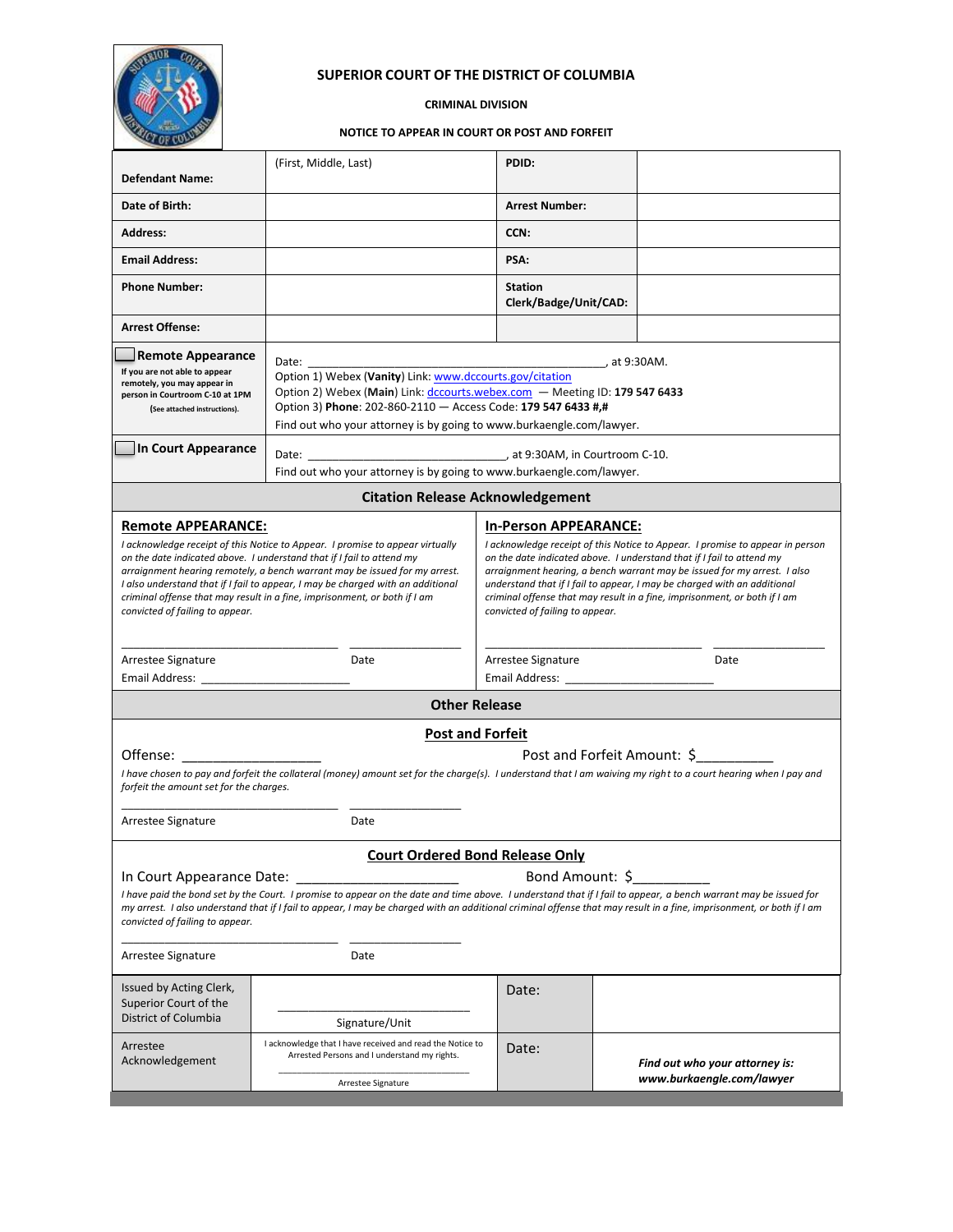# SUPERIOR COURT OF THE DISTRICT OF COLUMBIA

**CRIMINAL DIVISION**

**NOTICE TO APPEAR IN COURT OR POST AND FORFEIT**

| **Defendant Name:** | (First, Middle, Last) | **PDID:** | |
|---|---|---|---|
| **Date of Birth:** | | **Arrest Number:** | |
| **Address:** | | **CCN:** | |
| **Email Address:** | | **PSA:** | |
| **Phone Number:** | | **Station Clerk/Badge/Unit/CAD:** | |
| **Arrest Offense:** | | | |

| | |
|---|---|
| ☐ **Remote Appearance** <br> **If you are not able to appear remotely, you may appear in person in Courtroom C-10 at 1PM** (See attached instructions). | Date: ______________________________________________, at 9:30AM. <br> Option 1) Webex (**Vanity**) Link: www.dccourts.gov/citation <br> Option 2) Webex (**Main**) Link: dccourts.webex.com — Meeting ID: **179 547 6433** <br> Option 3) **Phone**: 202-860-2110 — Access Code: **179 547 6433 #,#** <br> Find out who your attorney is by going to www.burkaengle.com/lawyer. |
| ☐ **In Court Appearance** | Date: _______________________________, at 9:30AM, in Courtroom C-10. <br> Find out who your attorney is by going to www.burkaengle.com/lawyer. |

## Citation Release Acknowledgement

**Remote APPEARANCE:**

*I acknowledge receipt of this Notice to Appear. I promise to appear virtually on the date indicated above. I understand that if I fail to attend my arraignment hearing remotely, a bench warrant may be issued for my arrest. I also understand that if I fail to appear, I may be charged with an additional criminal offense that may result in a fine, imprisonment, or both if I am convicted of failing to appear.*

_________________________________ _________________

Arrestee Signature Date

Email Address: _______________________

**In-Person APPEARANCE:**

*I acknowledge receipt of this Notice to Appear. I promise to appear in person on the date indicated above. I understand that if I fail to attend my arraignment hearing, a bench warrant may be issued for my arrest. I also understand that if I fail to appear, I may be charged with an additional criminal offense that may result in a fine, imprisonment, or both if I am convicted of failing to appear.*

_________________________________ _________________

Arrestee Signature Date

Email Address: _______________________

## Other Release

### Post and Forfeit

Offense: ___________________ Post and Forfeit Amount: $__________

*I have chosen to pay and forfeit the collateral (money) amount set for the charge(s). I understand that I am waiving my right to a court hearing when I pay and forfeit the amount set for the charges.*

_________________________________ _________________

Arrestee Signature Date

### Court Ordered Bond Release Only

In Court Appearance Date: ______________________ Bond Amount: $__________

*I have paid the bond set by the Court. I promise to appear on the date and time above. I understand that if I fail to appear, a bench warrant may be issued for my arrest. I also understand that if I fail to appear, I may be charged with an additional criminal offense that may result in a fine, imprisonment, or both if I am convicted of failing to appear.*

_________________________________ _________________

Arrestee Signature Date

| | | | |
|---|---|---|---|
| Issued by Acting Clerk, Superior Court of the District of Columbia | ______________________________ <br> Signature/Unit | Date: | |
| Arrestee Acknowledgement | I acknowledge that I have received and read the Notice to Arrested Persons and I understand my rights. <br> ______________________________ <br> Arrestee Signature | Date: | ***Find out who your attorney is: www.burkaengle.com/lawyer*** |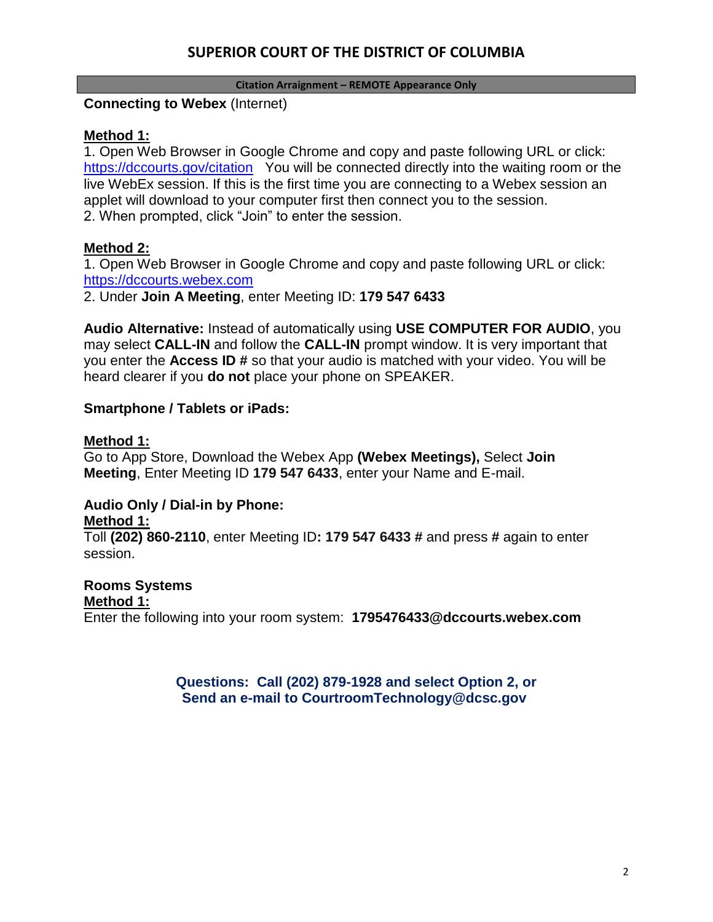# SUPERIOR COURT OF THE DISTRICT OF COLUMBIA

**Citation Arraignment – REMOTE Appearance Only**

**Connecting to Webex** (Internet)

**Method 1:**

1. Open Web Browser in Google Chrome and copy and paste following URL or click: https://dccourts.gov/citation You will be connected directly into the waiting room or the live WebEx session. If this is the first time you are connecting to a Webex session an applet will download to your computer first then connect you to the session.
2. When prompted, click "Join" to enter the session.

**Method 2:**

1. Open Web Browser in Google Chrome and copy and paste following URL or click: https://dccourts.webex.com
2. Under **Join A Meeting**, enter Meeting ID: **179 547 6433**

**Audio Alternative:** Instead of automatically using **USE COMPUTER FOR AUDIO**, you may select **CALL-IN** and follow the **CALL-IN** prompt window. It is very important that you enter the **Access ID #** so that your audio is matched with your video. You will be heard clearer if you **do not** place your phone on SPEAKER.

**Smartphone / Tablets or iPads:**

**Method 1:**

Go to App Store, Download the Webex App **(Webex Meetings),** Select **Join Meeting**, Enter Meeting ID **179 547 6433**, enter your Name and E-mail.

**Audio Only / Dial-in by Phone:**

**Method 1:**

Toll **(202) 860-2110**, enter Meeting ID**: 179 547 6433 #** and press **#** again to enter session.

**Rooms Systems**

**Method 1:**

Enter the following into your room system: **1795476433@dccourts.webex.com**

**Questions: Call (202) 879-1928 and select Option 2, or Send an e-mail to CourtroomTechnology@dcsc.gov**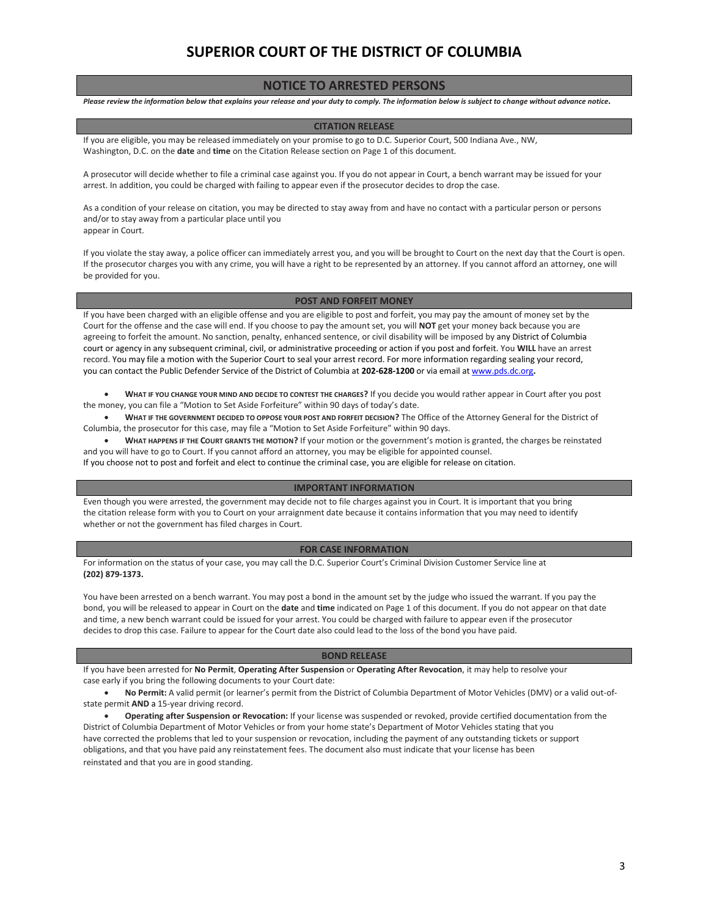# SUPERIOR COURT OF THE DISTRICT OF COLUMBIA

## NOTICE TO ARRESTED PERSONS

***Please review the information below that explains your release and your duty to comply. The information below is subject to change without advance notice.***

### CITATION RELEASE

If you are eligible, you may be released immediately on your promise to go to D.C. Superior Court, 500 Indiana Ave., NW, Washington, D.C. on the **date** and **time** on the Citation Release section on Page 1 of this document.

A prosecutor will decide whether to file a criminal case against you. If you do not appear in Court, a bench warrant may be issued for your arrest. In addition, you could be charged with failing to appear even if the prosecutor decides to drop the case.

As a condition of your release on citation, you may be directed to stay away from and have no contact with a particular person or persons and/or to stay away from a particular place until you appear in Court.

If you violate the stay away, a police officer can immediately arrest you, and you will be brought to Court on the next day that the Court is open. If the prosecutor charges you with any crime, you will have a right to be represented by an attorney. If you cannot afford an attorney, one will be provided for you.

### POST AND FORFEIT MONEY

If you have been charged with an eligible offense and you are eligible to post and forfeit, you may pay the amount of money set by the Court for the offense and the case will end. If you choose to pay the amount set, you will **NOT** get your money back because you are agreeing to forfeit the amount. No sanction, penalty, enhanced sentence, or civil disability will be imposed by any District of Columbia court or agency in any subsequent criminal, civil, or administrative proceeding or action if you post and forfeit. You **WILL** have an arrest record. You may file a motion with the Superior Court to seal your arrest record. For more information regarding sealing your record, you can contact the Public Defender Service of the District of Columbia at **202-628-1200** or via email at www.pds.dc.org**.**

- **WHAT IF YOU CHANGE YOUR MIND AND DECIDE TO CONTEST THE CHARGES?** If you decide you would rather appear in Court after you post the money, you can file a "Motion to Set Aside Forfeiture" within 90 days of today's date.
- **WHAT IF THE GOVERNMENT DECIDED TO OPPOSE YOUR POST AND FORFEIT DECISION?** The Office of the Attorney General for the District of Columbia, the prosecutor for this case, may file a "Motion to Set Aside Forfeiture" within 90 days.
- **WHAT HAPPENS IF THE COURT GRANTS THE MOTION?** If your motion or the government's motion is granted, the charges be reinstated and you will have to go to Court. If you cannot afford an attorney, you may be eligible for appointed counsel.

If you choose not to post and forfeit and elect to continue the criminal case, you are eligible for release on citation.

### IMPORTANT INFORMATION

Even though you were arrested, the government may decide not to file charges against you in Court. It is important that you bring the citation release form with you to Court on your arraignment date because it contains information that you may need to identify whether or not the government has filed charges in Court.

### FOR CASE INFORMATION

For information on the status of your case, you may call the D.C. Superior Court's Criminal Division Customer Service line at **(202) 879-1373.**

You have been arrested on a bench warrant. You may post a bond in the amount set by the judge who issued the warrant. If you pay the bond, you will be released to appear in Court on the **date** and **time** indicated on Page 1 of this document. If you do not appear on that date and time, a new bench warrant could be issued for your arrest. You could be charged with failure to appear even if the prosecutor decides to drop this case. Failure to appear for the Court date also could lead to the loss of the bond you have paid.

### BOND RELEASE

If you have been arrested for **No Permit**, **Operating After Suspension** or **Operating After Revocation**, it may help to resolve your case early if you bring the following documents to your Court date:

- **No Permit:** A valid permit (or learner's permit from the District of Columbia Department of Motor Vehicles (DMV) or a valid out-of-state permit **AND** a 15-year driving record.
- **Operating after Suspension or Revocation:** If your license was suspended or revoked, provide certified documentation from the District of Columbia Department of Motor Vehicles or from your home state's Department of Motor Vehicles stating that you have corrected the problems that led to your suspension or revocation, including the payment of any outstanding tickets or support obligations, and that you have paid any reinstatement fees. The document also must indicate that your license has been reinstated and that you are in good standing.